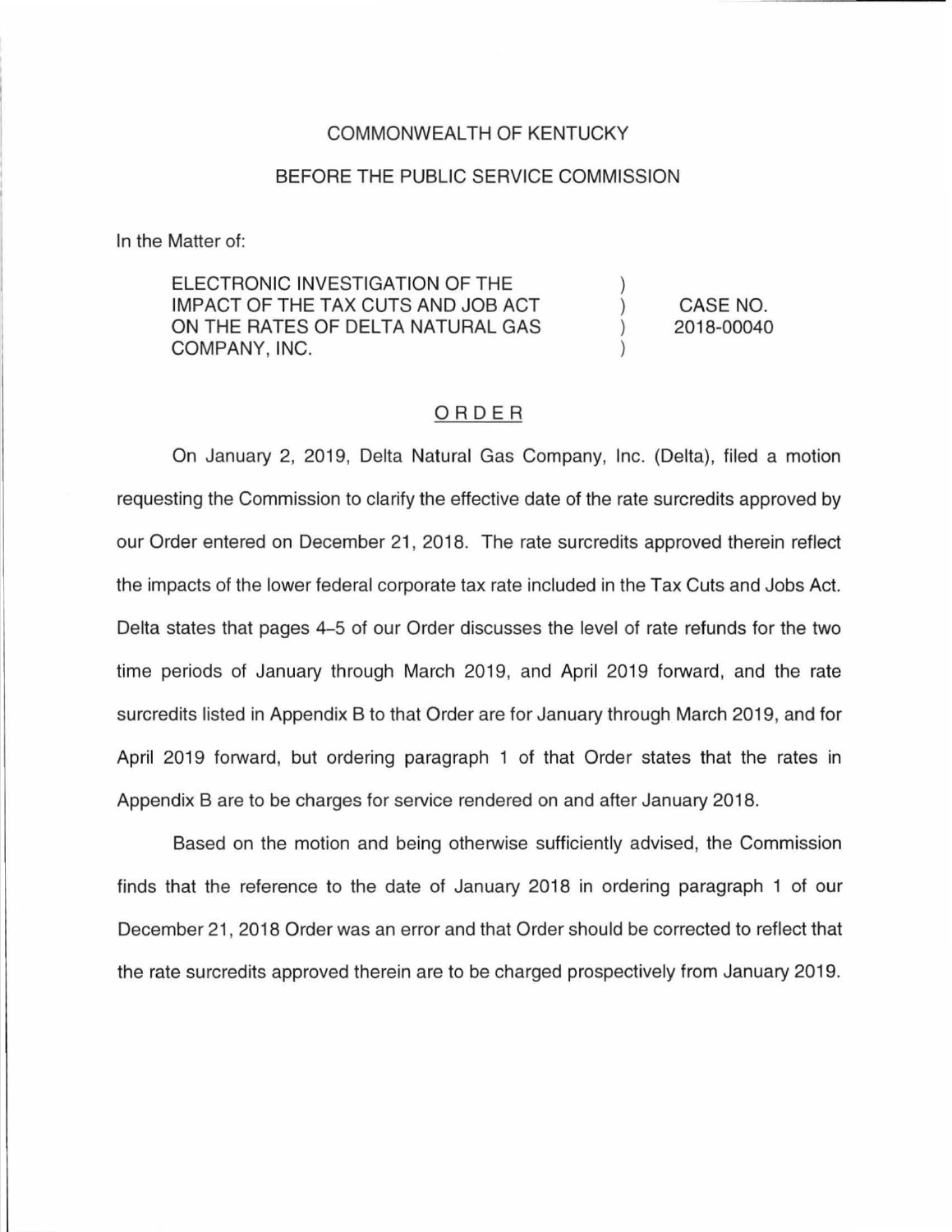COMMONWEALTH OF KENTUCKY

BEFORE THE PUBLIC SERVICE COMMISSION

In the Matter of:

| | | |
|---|---|---|
| ELECTRONIC INVESTIGATION OF THE IMPACT OF THE TAX CUTS AND JOB ACT ON THE RATES OF DELTA NATURAL GAS COMPANY, INC. | ) ) ) ) | CASE NO. 2018-00040 |

## ORDER

On January 2, 2019, Delta Natural Gas Company, Inc. (Delta), filed a motion requesting the Commission to clarify the effective date of the rate surcredits approved by our Order entered on December 21, 2018. The rate surcredits approved therein reflect the impacts of the lower federal corporate tax rate included in the Tax Cuts and Jobs Act. Delta states that pages 4–5 of our Order discusses the level of rate refunds for the two time periods of January through March 2019, and April 2019 forward, and the rate surcredits listed in Appendix B to that Order are for January through March 2019, and for April 2019 forward, but ordering paragraph 1 of that Order states that the rates in Appendix B are to be charges for service rendered on and after January 2018.

Based on the motion and being otherwise sufficiently advised, the Commission finds that the reference to the date of January 2018 in ordering paragraph 1 of our December 21, 2018 Order was an error and that Order should be corrected to reflect that the rate surcredits approved therein are to be charged prospectively from January 2019.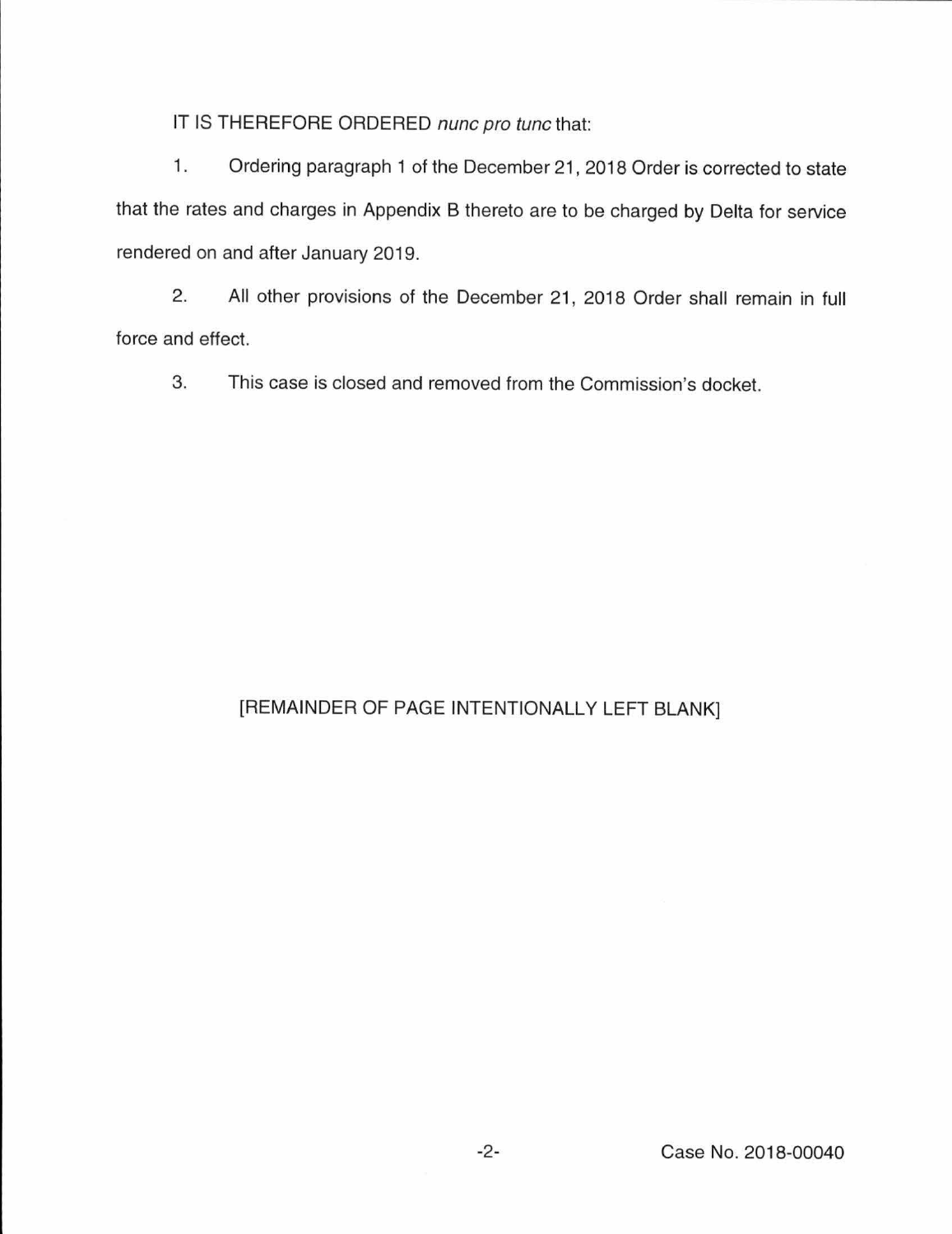IT IS THEREFORE ORDERED *nunc pro tunc* that:

1. Ordering paragraph 1 of the December 21, 2018 Order is corrected to state that the rates and charges in Appendix B thereto are to be charged by Delta for service rendered on and after January 2019.

2. All other provisions of the December 21, 2018 Order shall remain in full force and effect.

3. This case is closed and removed from the Commission's docket.

[REMAINDER OF PAGE INTENTIONALLY LEFT BLANK]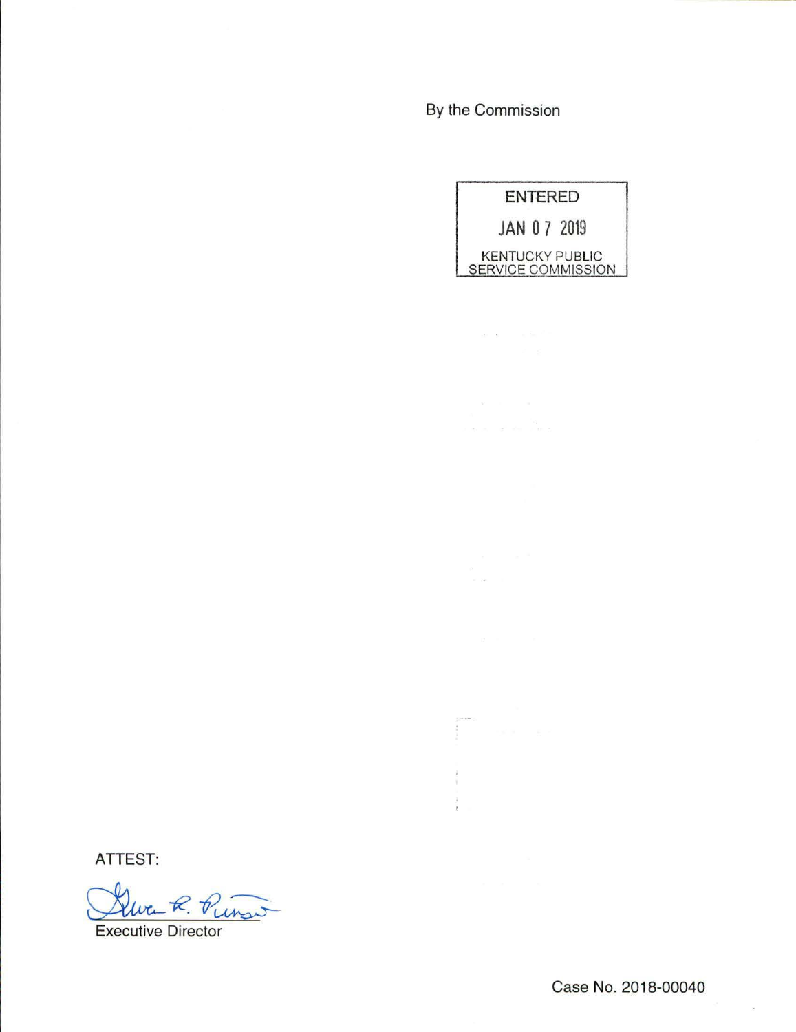By the Commission

ENTERED

JAN 07 2019

KENTUCKY PUBLIC SERVICE COMMISSION

ATTEST:

Executive Director

Case No. 2018-00040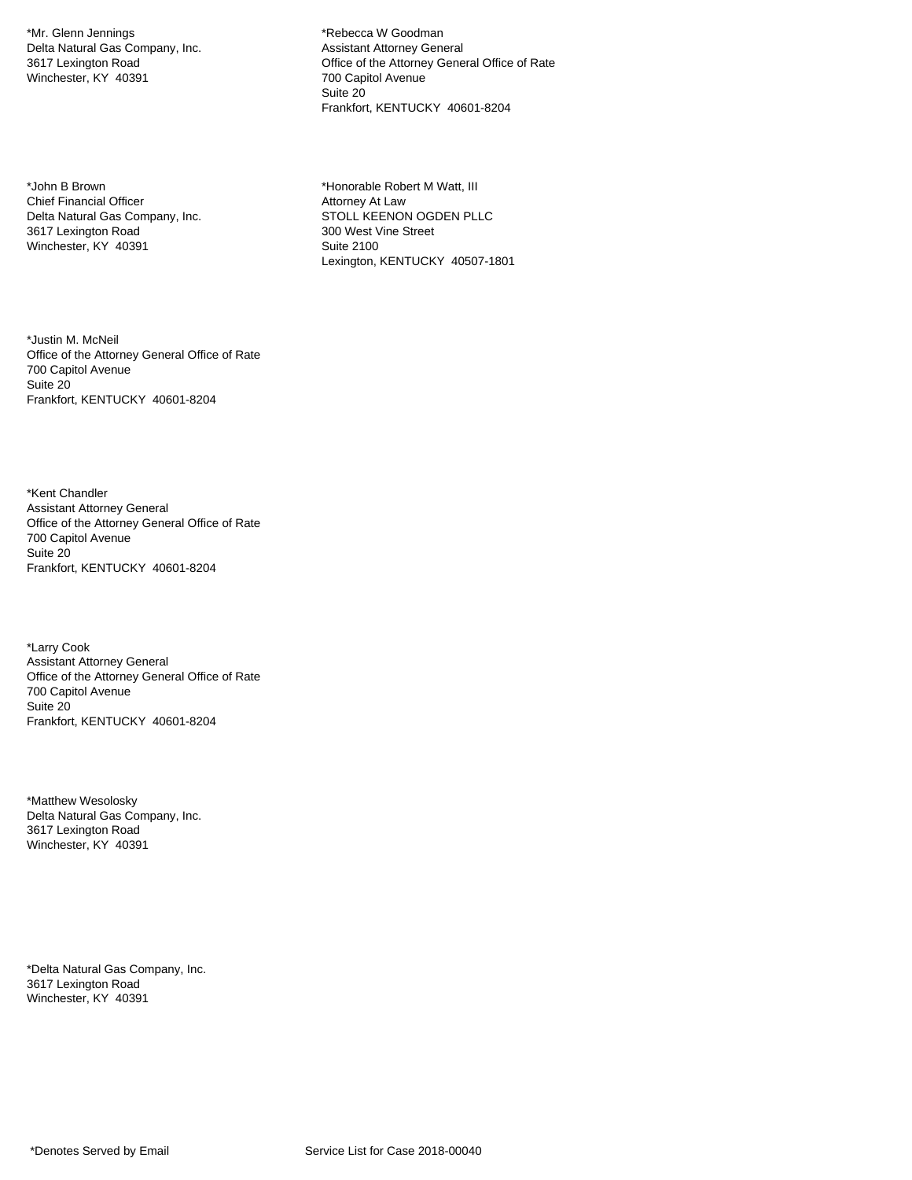*Mr. Glenn Jennings
Delta Natural Gas Company, Inc.
3617 Lexington Road
Winchester, KY 40391

*Rebecca W Goodman
Assistant Attorney General
Office of the Attorney General Office of Rate
700 Capitol Avenue
Suite 20
Frankfort, KENTUCKY 40601-8204

*John B Brown
Chief Financial Officer
Delta Natural Gas Company, Inc.
3617 Lexington Road
Winchester, KY 40391

*Honorable Robert M Watt, III
Attorney At Law
STOLL KEENON OGDEN PLLC
300 West Vine Street
Suite 2100
Lexington, KENTUCKY 40507-1801

*Justin M. McNeil
Office of the Attorney General Office of Rate
700 Capitol Avenue
Suite 20
Frankfort, KENTUCKY 40601-8204

*Kent Chandler
Assistant Attorney General
Office of the Attorney General Office of Rate
700 Capitol Avenue
Suite 20
Frankfort, KENTUCKY 40601-8204

*Larry Cook
Assistant Attorney General
Office of the Attorney General Office of Rate
700 Capitol Avenue
Suite 20
Frankfort, KENTUCKY 40601-8204

*Matthew Wesolosky
Delta Natural Gas Company, Inc.
3617 Lexington Road
Winchester, KY 40391

*Delta Natural Gas Company, Inc.
3617 Lexington Road
Winchester, KY 40391

*Denotes Served by Email

Service List for Case 2018-00040